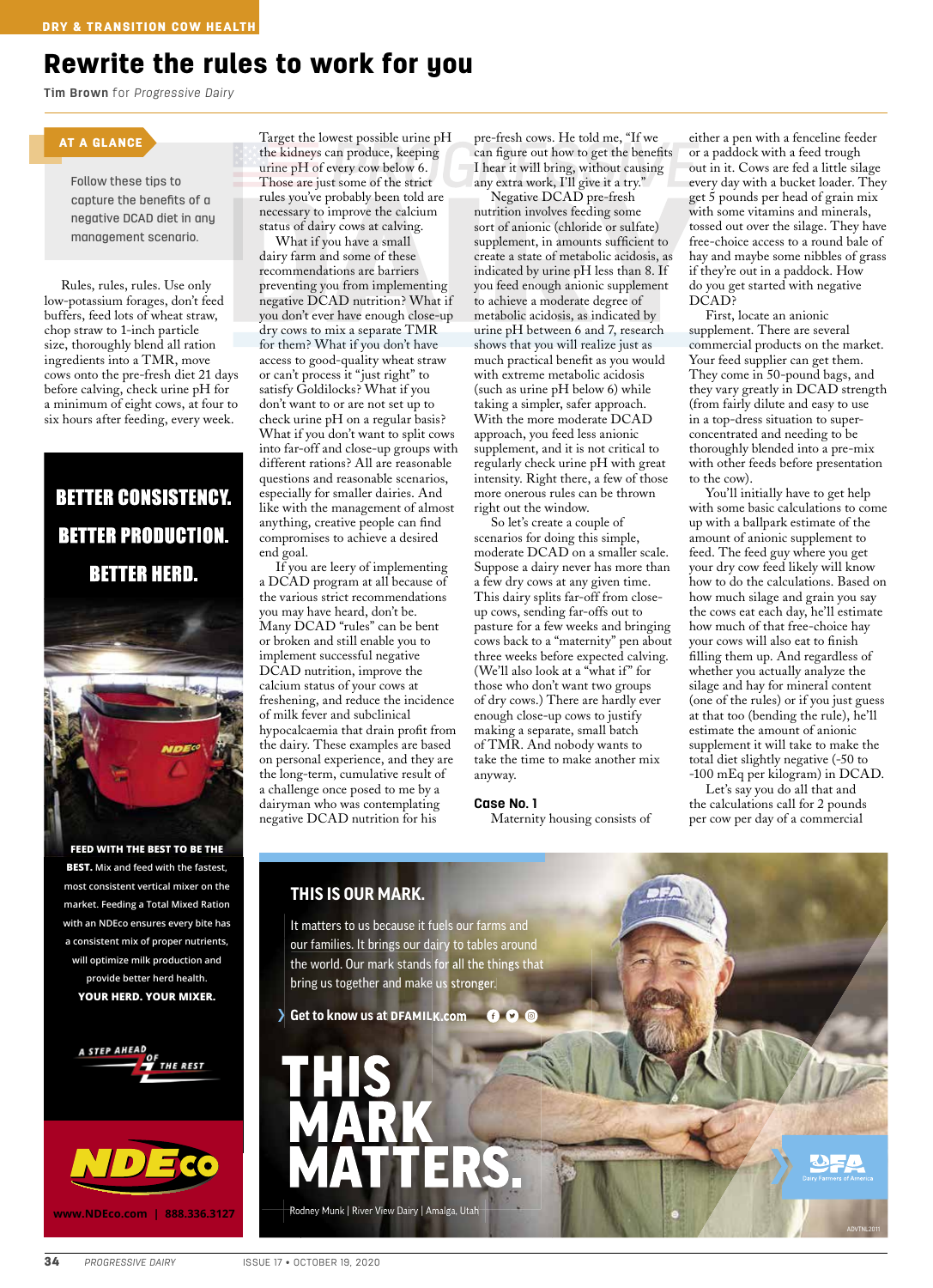DRY & TRANSITION COW HEALTH

# Rewrite the rules to work for you

**Tim Brown** for *Progressive Dairy*

**AT A GLANCE**

Follow these tips to capture the benefits of a negative DCAD diet in any management scenario.

Rules, rules, rules. Use only low-potassium forages, don't feed buffers, feed lots of wheat straw, chop straw to 1-inch particle size, thoroughly blend all ration ingredients into a TMR, move cows onto the pre-fresh diet 21 days before calving, check urine pH for a minimum of eight cows, at four to six hours after feeding, every week. Target the lowest possible urine pH the kidneys can produce, keeping urine pH of every cow below 6. Those are just some of the strict rules you've probably been told are necessary to improve the calcium status of dairy cows at calving.

What if you have a small dairy farm and some of these recommendations are barriers preventing you from implementing negative DCAD nutrition? What if you don't ever have enough close-up dry cows to mix a separate TMR for them? What if you don't have access to good-quality wheat straw or can't process it "just right" to satisfy Goldilocks? What if you don't want to or are not set up to check urine pH on a regular basis? What if you don't want to split cows into far-off and close-up groups with different rations? All are reasonable questions and reasonable scenarios, especially for smaller dairies. And like with the management of almost anything, creative people can find compromises to achieve a desired end goal.

If you are leery of implementing a DCAD program at all because of the various strict recommendations you may have heard, don't be. Many DCAD "rules" can be bent or broken and still enable you to implement successful negative DCAD nutrition, improve the calcium status of your cows at freshening, and reduce the incidence of milk fever and subclinical hypocalcaemia that drain profit from the dairy. These examples are based on personal experience, and they are the long-term, cumulative result of a challenge once posed to me by a dairyman who was contemplating negative DCAD nutrition for his pre-fresh cows. He told me, "If we can figure out how to get the benefits I hear it will bring, without causing any extra work, I'll give it a try."

Negative DCAD pre-fresh nutrition involves feeding some sort of anionic (chloride or sulfate) supplement, in amounts sufficient to create a state of metabolic acidosis, as indicated by urine pH less than 8. If you feed enough anionic supplement to achieve a moderate degree of metabolic acidosis, as indicated by urine pH between 6 and 7, research shows that you will realize just as much practical benefit as you would with extreme metabolic acidosis (such as urine pH below 6) while taking a simpler, safer approach. With the more moderate DCAD approach, you feed less anionic supplement, and it is not critical to regularly check urine pH with great intensity. Right there, a few of those more onerous rules can be thrown right out the window.

So let's create a couple of scenarios for doing this simple, moderate DCAD on a smaller scale. Suppose a dairy never has more than a few dry cows at any given time. This dairy splits far-off from close-up cows, sending far-offs out to pasture for a few weeks and bringing cows back to a "maternity" pen about three weeks before expected calving. (We'll also look at a "what if" for those who don't want two groups of dry cows.) There are hardly ever enough close-up cows to justify making a separate, small batch of TMR. And nobody wants to take the time to make another mix anyway.

## Case No. 1

Maternity housing consists of either a pen with a fenceline feeder or a paddock with a feed trough out in it. Cows are fed a little silage every day with a bucket loader. They get 5 pounds per head of grain mix with some vitamins and minerals, tossed out over the silage. They have free-choice access to a round bale of hay and maybe some nibbles of grass if they're out in a paddock. How do you get started with negative DCAD?

First, locate an anionic supplement. There are several commercial products on the market. Your feed supplier can get them. They come in 50-pound bags, and they vary greatly in DCAD strength (from fairly dilute and easy to use in a top-dress situation to super-concentrated and needing to be thoroughly blended into a pre-mix with other feeds before presentation to the cow).

You'll initially have to get help with some basic calculations to come up with a ballpark estimate of the amount of anionic supplement to feed. The feed guy where you get your dry cow feed likely will know how to do the calculations. Based on how much silage and grain you say the cows eat each day, he'll estimate how much of that free-choice hay your cows will also eat to finish filling them up. And regardless of whether you actually analyze the silage and hay for mineral content (one of the rules) or if you just guess at that too (bending the rule), he'll estimate the amount of anionic supplement it will take to make the total diet slightly negative (-50 to -100 mEq per kilogram) in DCAD.

Let's say you do all that and the calculations call for 2 pounds per cow per day of a commercial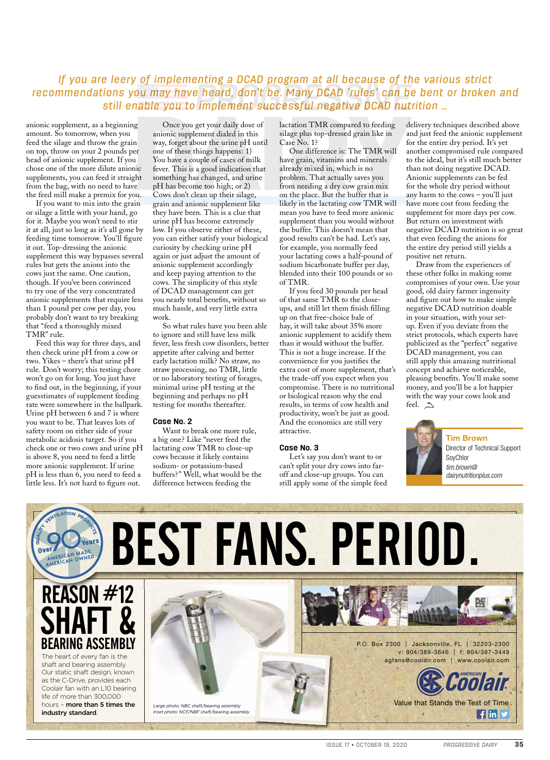*If you are leery of implementing a DCAD program at all because of the various strict recommendations you may have heard, don't be. Many DCAD 'rules' can be bent or broken and still enable you to implement successful negative DCAD nutrition …*

anionic supplement, as a beginning amount. So tomorrow, when you feed the silage and throw the grain on top, throw on your 2 pounds per head of anionic supplement. If you chose one of the more dilute anionic supplements, you can feed it straight from the bag, with no need to have the feed mill make a premix for you.

If you want to mix into the grain or silage a little with your hand, go for it. Maybe you won't need to stir it at all, just so long as it's all gone by feeding time tomorrow. You'll figure it out. Top-dressing the anionic supplement this way bypasses several rules but gets the anions into the cows just the same. One caution, though. If you've been convinced to try one of the very concentrated anionic supplements that require less than 1 pound per cow per day, you probably don't want to try breaking that "feed a thoroughly mixed TMR" rule.

Feed this way for three days, and then check urine pH from a cow or two. Yikes – there's that urine pH rule. Don't worry; this testing chore won't go on for long. You just have to find out, in the beginning, if your guesstimates of supplement feeding rate were somewhere in the ballpark. Urine pH between 6 and 7 is where you want to be. That leaves lots of safety room on either side of your metabolic acidosis target. So if you check one or two cows and urine pH is above 8, you need to feed a little more anionic supplement. If urine pH is less than 6, you need to feed a little less. It's not hard to figure out.

Once you get your daily dose of anionic supplement dialed in this way, forget about the urine pH until one of these things happens: 1) You have a couple of cases of milk fever. This is a good indication that something has changed, and urine pH has become too high; or 2) Cows don't clean up their silage, grain and anionic supplement like they have been. This is a clue that urine pH has become extremely low. If you observe either of these, you can either satisfy your biological curiosity by checking urine pH again or just adjust the amount of anionic supplement accordingly and keep paying attention to the cows. The simplicity of this style of DCAD management can get you nearly total benefits, without so much hassle, and very little extra work.

So what rules have you been able to ignore and still have less milk fever, less fresh cow disorders, better appetite after calving and better early lactation milk? No straw, no straw processing, no TMR, little or no laboratory testing of forages, minimal urine pH testing at the beginning and perhaps no pH testing for months thereafter.

### Case No. 2

Want to break one more rule, a big one? Like "never feed the lactating cow TMR to close-up cows because it likely contains sodium- or potassium-based buffers?" Well, what would be the difference between feeding the lactation TMR compared to feeding silage plus top-dressed grain like in Case No. 1?

One difference is: The TMR will have grain, vitamins and minerals already mixed in, which is no problem. That actually saves you from needing a dry cow grain mix on the place. But the buffer that is likely in the lactating cow TMR will mean you have to feed more anionic supplement than you would without the buffer. This doesn't mean that good results can't be had. Let's say, for example, you normally feed your lactating cows a half-pound of sodium bicarbonate buffer per day, blended into their 100 pounds or so of TMR.

If you feed 30 pounds per head of that same TMR to the close-ups, and still let them finish filling up on that free-choice bale of hay, it will take about 35% more anionic supplement to acidify them than it would without the buffer. This is not a huge increase. If the convenience for you justifies the extra cost of more supplement, that's the trade-off you expect when you compromise. There is no nutritional or biological reason why the end results, in terms of cow health and productivity, won't be just as good. And the economics are still very attractive.

### Case No. 3

Let's say you don't want to or can't split your dry cows into far-off and close-up groups. You can still apply some of the simple feed delivery techniques described above and just feed the anionic supplement for the entire dry period. It's yet another compromised rule compared to the ideal, but it's still much better than not doing negative DCAD. Anionic supplements can be fed for the whole dry period without any harm to the cows – you'll just have more cost from feeding the supplement for more days per cow. But return on investment with negative DCAD nutrition is so great that even feeding the anions for the entire dry period still yields a positive net return.

Draw from the experiences of these other folks in making some compromises of your own. Use your good, old dairy farmer ingenuity and figure out how to make simple negative DCAD nutrition doable in your situation, with your set-up. Even if you deviate from the strict protocols, which experts have publicized as the "perfect" negative DCAD management, you can still apply this amazing nutritional concept and achieve noticeable, pleasing benefits. You'll make some money, and you'll be a lot happier with the way your cows look and feel.

**Tim Brown**
Director of Technical Support
SoyChlor
*tim.brown@dairynutritionplus.com*

---

# BEST FANS. PERIOD.

Over 90 Years — Quality Ventilation Products — American Made. American Owned.

## REASON #12 SHAFT & BEARING ASSEMBLY

The heart of every fan is the shaft and bearing assembly. Our static shaft design, known as the C-Drive, provides each Coolair fan with an L10 bearing life of more than 300,000 hours – **more than 5 times the industry standard**.

*Large photo: NBC shaft/bearing assembly*
*Inset photo: NCF/NBF shaft/bearing assembly*

P.O. Box 2300 | Jacksonville, FL | 32203-2300
v: 904/389-3646 | f: 904/387-3449
agfans@coolair.com | www.coolair.com

American Coolair
Value that Stands the Test of Time